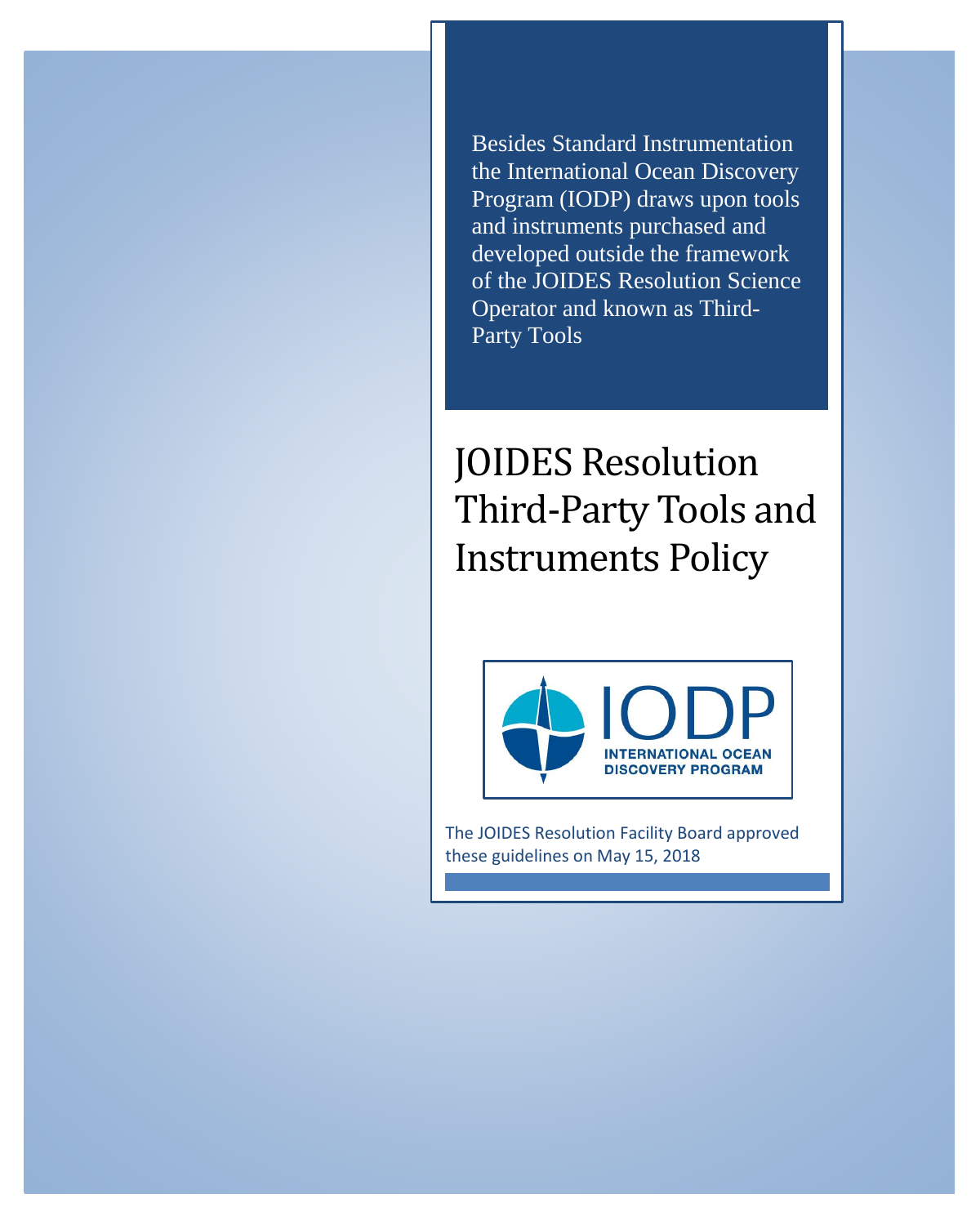Besides Standard Instrumentation the International Ocean Discovery Program (IODP) draws upon tools and instruments purchased and developed outside the framework of the JOIDES Resolution Science Operator and known as Third-Party Tools

# JOIDES Resolution Third-Party Tools and Instruments Policy

IODP

INTERNATIONAL OCEAN DISCOVERY PROGRAM

The JOIDES Resolution Facility Board approved these guidelines on May 15, 2018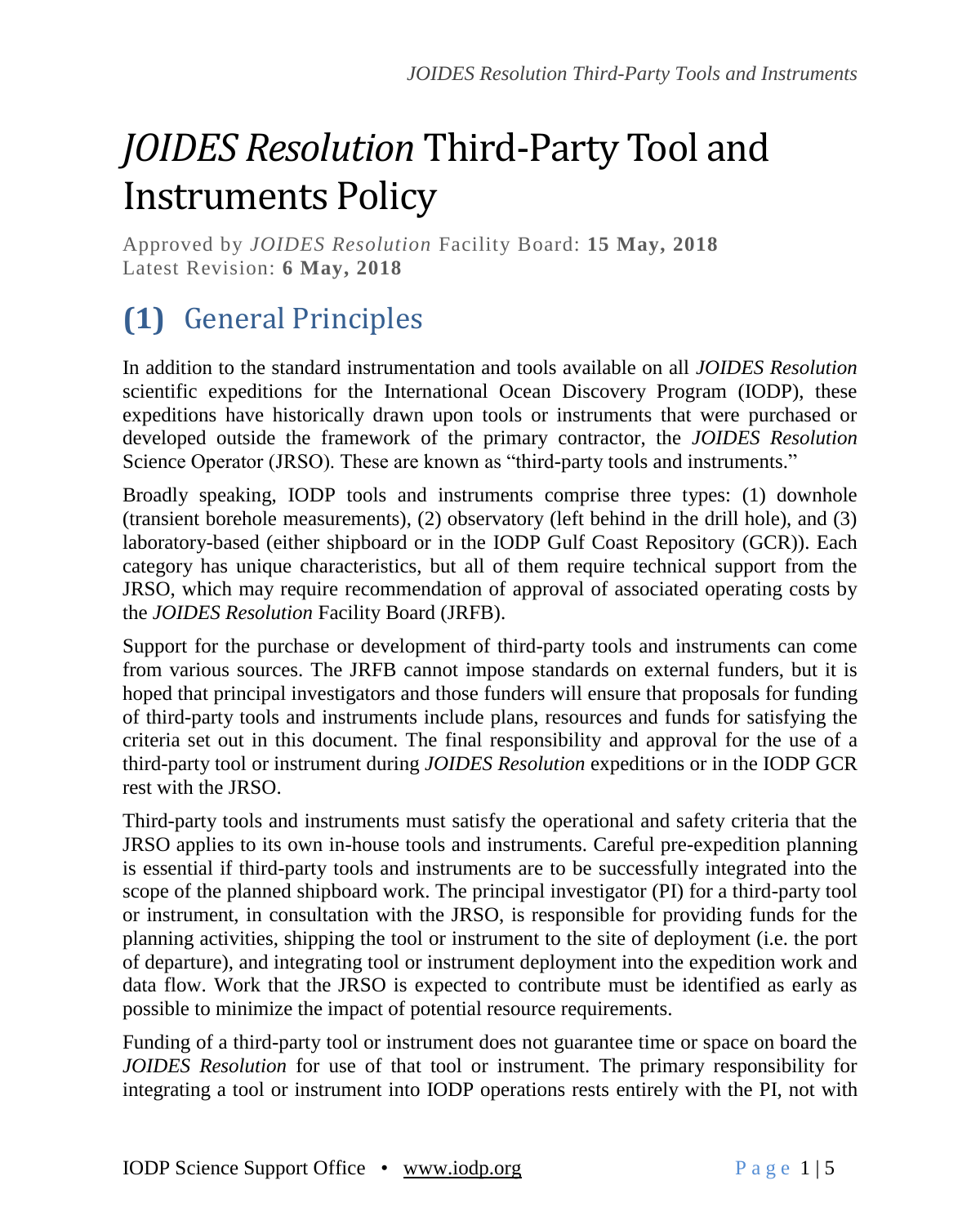# *JOIDES Resolution* Third-Party Tool and Instruments Policy

Approved by *JOIDES Resolution* Facility Board: **15 May, 2018**
Latest Revision: **6 May, 2018**

## (1) General Principles

In addition to the standard instrumentation and tools available on all *JOIDES Resolution* scientific expeditions for the International Ocean Discovery Program (IODP), these expeditions have historically drawn upon tools or instruments that were purchased or developed outside the framework of the primary contractor, the *JOIDES Resolution* Science Operator (JRSO). These are known as "third-party tools and instruments."

Broadly speaking, IODP tools and instruments comprise three types: (1) downhole (transient borehole measurements), (2) observatory (left behind in the drill hole), and (3) laboratory-based (either shipboard or in the IODP Gulf Coast Repository (GCR)). Each category has unique characteristics, but all of them require technical support from the JRSO, which may require recommendation of approval of associated operating costs by the *JOIDES Resolution* Facility Board (JRFB).

Support for the purchase or development of third-party tools and instruments can come from various sources. The JRFB cannot impose standards on external funders, but it is hoped that principal investigators and those funders will ensure that proposals for funding of third-party tools and instruments include plans, resources and funds for satisfying the criteria set out in this document. The final responsibility and approval for the use of a third-party tool or instrument during *JOIDES Resolution* expeditions or in the IODP GCR rest with the JRSO.

Third-party tools and instruments must satisfy the operational and safety criteria that the JRSO applies to its own in-house tools and instruments. Careful pre-expedition planning is essential if third-party tools and instruments are to be successfully integrated into the scope of the planned shipboard work. The principal investigator (PI) for a third-party tool or instrument, in consultation with the JRSO, is responsible for providing funds for the planning activities, shipping the tool or instrument to the site of deployment (i.e. the port of departure), and integrating tool or instrument deployment into the expedition work and data flow. Work that the JRSO is expected to contribute must be identified as early as possible to minimize the impact of potential resource requirements.

Funding of a third-party tool or instrument does not guarantee time or space on board the *JOIDES Resolution* for use of that tool or instrument. The primary responsibility for integrating a tool or instrument into IODP operations rests entirely with the PI, not with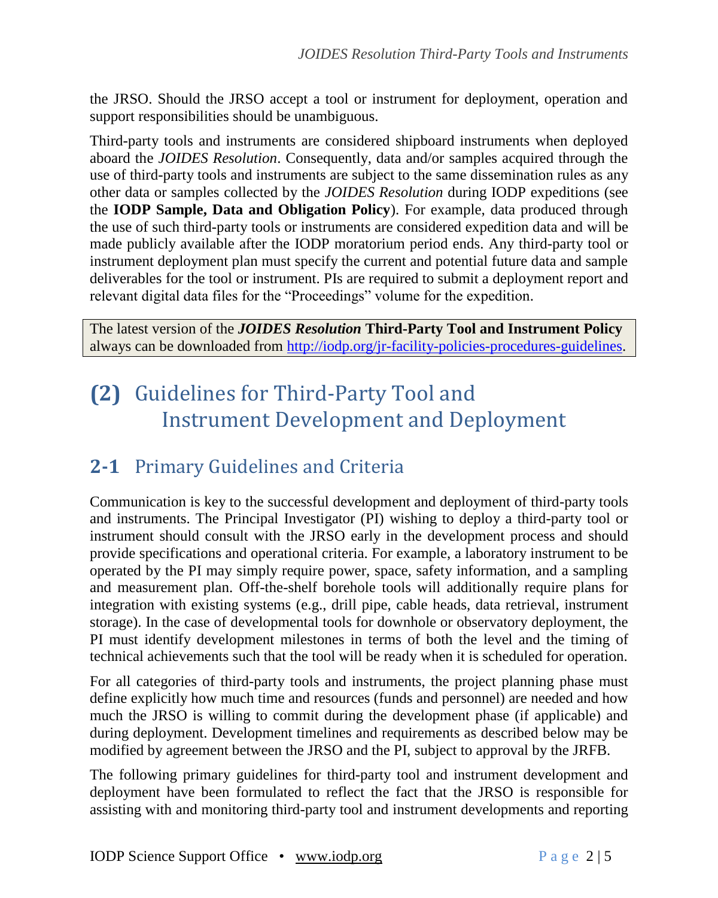the JRSO. Should the JRSO accept a tool or instrument for deployment, operation and support responsibilities should be unambiguous.

Third-party tools and instruments are considered shipboard instruments when deployed aboard the *JOIDES Resolution*. Consequently, data and/or samples acquired through the use of third-party tools and instruments are subject to the same dissemination rules as any other data or samples collected by the *JOIDES Resolution* during IODP expeditions (see the **IODP Sample, Data and Obligation Policy**). For example, data produced through the use of such third-party tools or instruments are considered expedition data and will be made publicly available after the IODP moratorium period ends. Any third-party tool or instrument deployment plan must specify the current and potential future data and sample deliverables for the tool or instrument. PIs are required to submit a deployment report and relevant digital data files for the "Proceedings" volume for the expedition.

> The latest version of the ***JOIDES Resolution*** **Third-Party Tool and Instrument Policy** always can be downloaded from http://iodp.org/jr-facility-policies-procedures-guidelines.

# (2) Guidelines for Third-Party Tool and Instrument Development and Deployment

## 2-1 Primary Guidelines and Criteria

Communication is key to the successful development and deployment of third-party tools and instruments. The Principal Investigator (PI) wishing to deploy a third-party tool or instrument should consult with the JRSO early in the development process and should provide specifications and operational criteria. For example, a laboratory instrument to be operated by the PI may simply require power, space, safety information, and a sampling and measurement plan. Off-the-shelf borehole tools will additionally require plans for integration with existing systems (e.g., drill pipe, cable heads, data retrieval, instrument storage). In the case of developmental tools for downhole or observatory deployment, the PI must identify development milestones in terms of both the level and the timing of technical achievements such that the tool will be ready when it is scheduled for operation.

For all categories of third-party tools and instruments, the project planning phase must define explicitly how much time and resources (funds and personnel) are needed and how much the JRSO is willing to commit during the development phase (if applicable) and during deployment. Development timelines and requirements as described below may be modified by agreement between the JRSO and the PI, subject to approval by the JRFB.

The following primary guidelines for third-party tool and instrument development and deployment have been formulated to reflect the fact that the JRSO is responsible for assisting with and monitoring third-party tool and instrument developments and reporting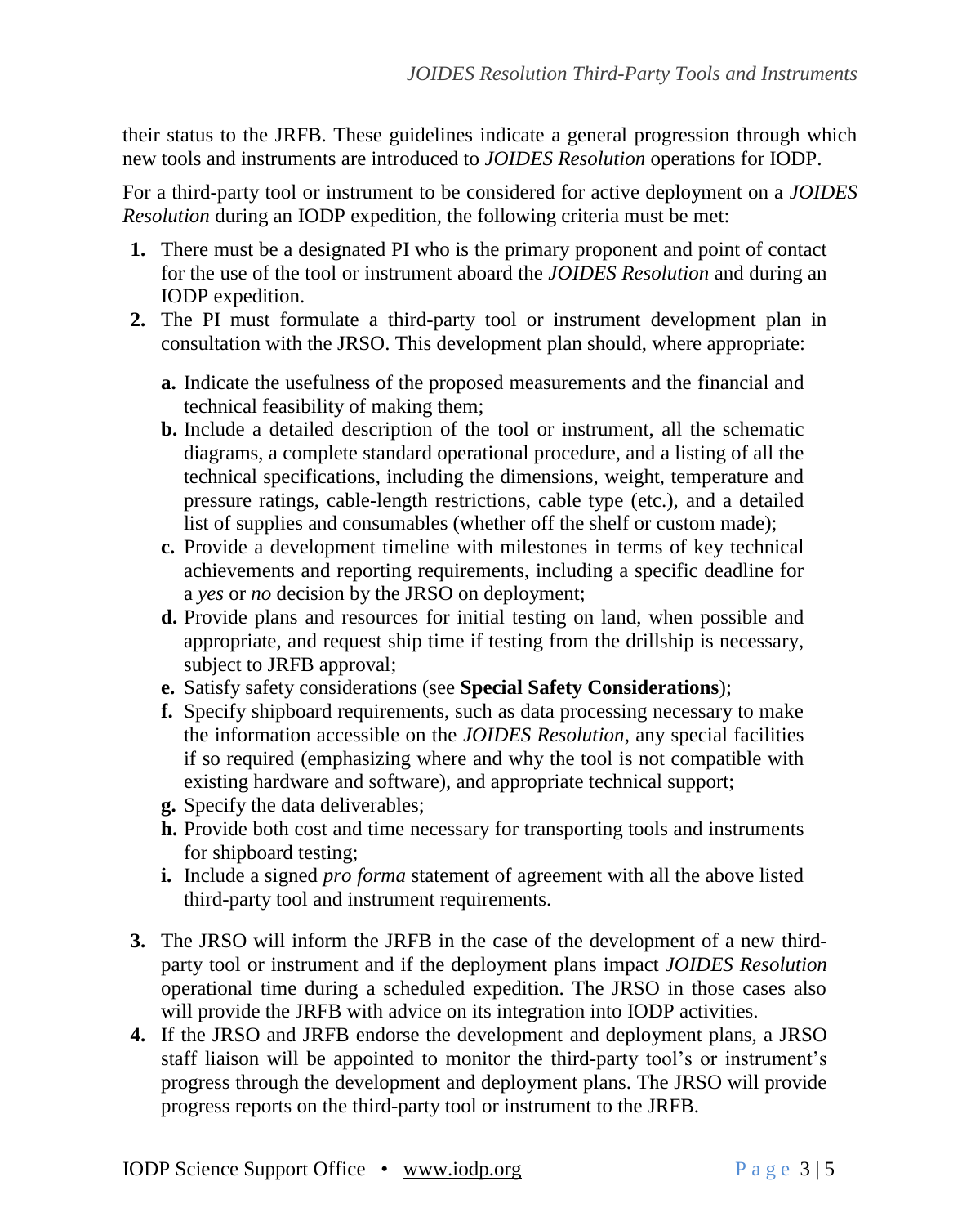their status to the JRFB. These guidelines indicate a general progression through which new tools and instruments are introduced to *JOIDES Resolution* operations for IODP.

For a third-party tool or instrument to be considered for active deployment on a *JOIDES Resolution* during an IODP expedition, the following criteria must be met:

1. There must be a designated PI who is the primary proponent and point of contact for the use of the tool or instrument aboard the *JOIDES Resolution* and during an IODP expedition.
2. The PI must formulate a third-party tool or instrument development plan in consultation with the JRSO. This development plan should, where appropriate:
   - **a.** Indicate the usefulness of the proposed measurements and the financial and technical feasibility of making them;
   - **b.** Include a detailed description of the tool or instrument, all the schematic diagrams, a complete standard operational procedure, and a listing of all the technical specifications, including the dimensions, weight, temperature and pressure ratings, cable-length restrictions, cable type (etc.), and a detailed list of supplies and consumables (whether off the shelf or custom made);
   - **c.** Provide a development timeline with milestones in terms of key technical achievements and reporting requirements, including a specific deadline for a *yes* or *no* decision by the JRSO on deployment;
   - **d.** Provide plans and resources for initial testing on land, when possible and appropriate, and request ship time if testing from the drillship is necessary, subject to JRFB approval;
   - **e.** Satisfy safety considerations (see **Special Safety Considerations**);
   - **f.** Specify shipboard requirements, such as data processing necessary to make the information accessible on the *JOIDES Resolution*, any special facilities if so required (emphasizing where and why the tool is not compatible with existing hardware and software), and appropriate technical support;
   - **g.** Specify the data deliverables;
   - **h.** Provide both cost and time necessary for transporting tools and instruments for shipboard testing;
   - **i.** Include a signed *pro forma* statement of agreement with all the above listed third-party tool and instrument requirements.
3. The JRSO will inform the JRFB in the case of the development of a new third-party tool or instrument and if the deployment plans impact *JOIDES Resolution* operational time during a scheduled expedition. The JRSO in those cases also will provide the JRFB with advice on its integration into IODP activities.
4. If the JRSO and JRFB endorse the development and deployment plans, a JRSO staff liaison will be appointed to monitor the third-party tool's or instrument's progress through the development and deployment plans. The JRSO will provide progress reports on the third-party tool or instrument to the JRFB.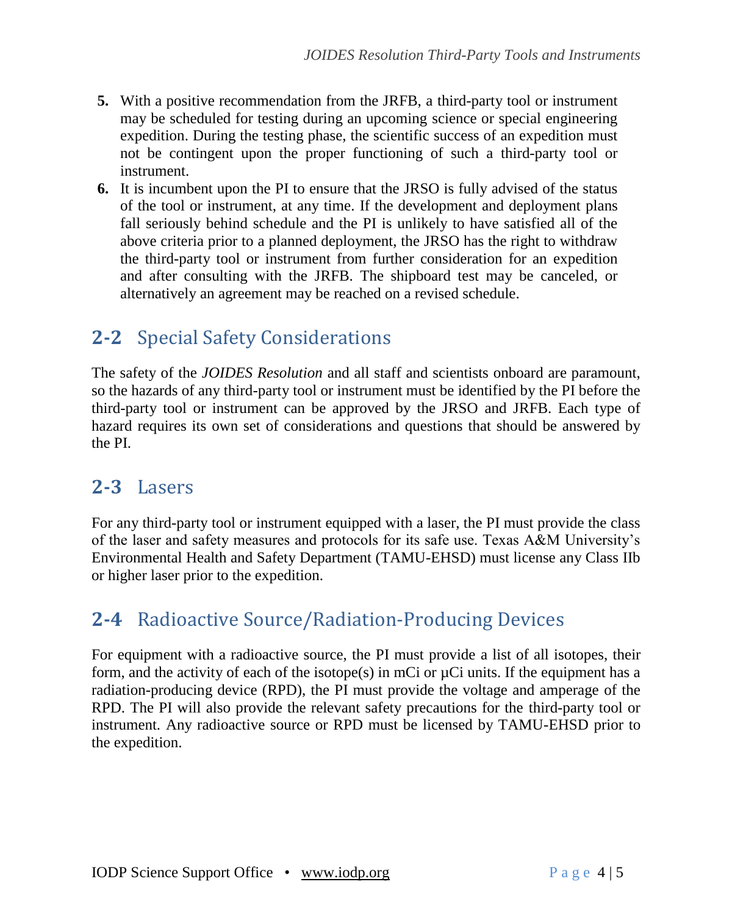5. With a positive recommendation from the JRFB, a third-party tool or instrument may be scheduled for testing during an upcoming science or special engineering expedition. During the testing phase, the scientific success of an expedition must not be contingent upon the proper functioning of such a third-party tool or instrument.
6. It is incumbent upon the PI to ensure that the JRSO is fully advised of the status of the tool or instrument, at any time. If the development and deployment plans fall seriously behind schedule and the PI is unlikely to have satisfied all of the above criteria prior to a planned deployment, the JRSO has the right to withdraw the third-party tool or instrument from further consideration for an expedition and after consulting with the JRFB. The shipboard test may be canceled, or alternatively an agreement may be reached on a revised schedule.

## 2-2 Special Safety Considerations

The safety of the *JOIDES Resolution* and all staff and scientists onboard are paramount, so the hazards of any third-party tool or instrument must be identified by the PI before the third-party tool or instrument can be approved by the JRSO and JRFB. Each type of hazard requires its own set of considerations and questions that should be answered by the PI.

## 2-3 Lasers

For any third-party tool or instrument equipped with a laser, the PI must provide the class of the laser and safety measures and protocols for its safe use. Texas A&M University's Environmental Health and Safety Department (TAMU-EHSD) must license any Class IIb or higher laser prior to the expedition.

## 2-4 Radioactive Source/Radiation-Producing Devices

For equipment with a radioactive source, the PI must provide a list of all isotopes, their form, and the activity of each of the isotope(s) in mCi or µCi units. If the equipment has a radiation-producing device (RPD), the PI must provide the voltage and amperage of the RPD. The PI will also provide the relevant safety precautions for the third-party tool or instrument. Any radioactive source or RPD must be licensed by TAMU-EHSD prior to the expedition.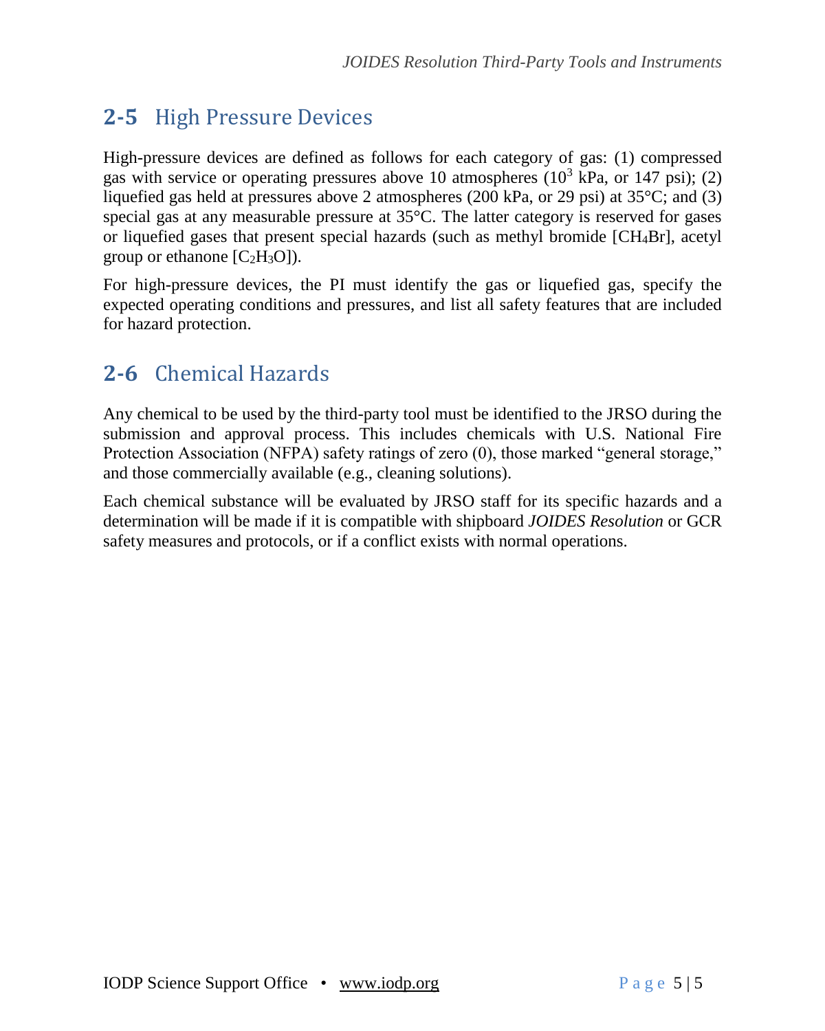## 2-5 High Pressure Devices

High-pressure devices are defined as follows for each category of gas: (1) compressed gas with service or operating pressures above 10 atmospheres ($10^3$ kPa, or 147 psi); (2) liquefied gas held at pressures above 2 atmospheres (200 kPa, or 29 psi) at 35°C; and (3) special gas at any measurable pressure at 35°C. The latter category is reserved for gases or liquefied gases that present special hazards (such as methyl bromide [$CH_4Br$], acetyl group or ethanone [$C_2H_3O$]).

For high-pressure devices, the PI must identify the gas or liquefied gas, specify the expected operating conditions and pressures, and list all safety features that are included for hazard protection.

## 2-6 Chemical Hazards

Any chemical to be used by the third-party tool must be identified to the JRSO during the submission and approval process. This includes chemicals with U.S. National Fire Protection Association (NFPA) safety ratings of zero (0), those marked "general storage," and those commercially available (e.g., cleaning solutions).

Each chemical substance will be evaluated by JRSO staff for its specific hazards and a determination will be made if it is compatible with shipboard *JOIDES Resolution* or GCR safety measures and protocols, or if a conflict exists with normal operations.